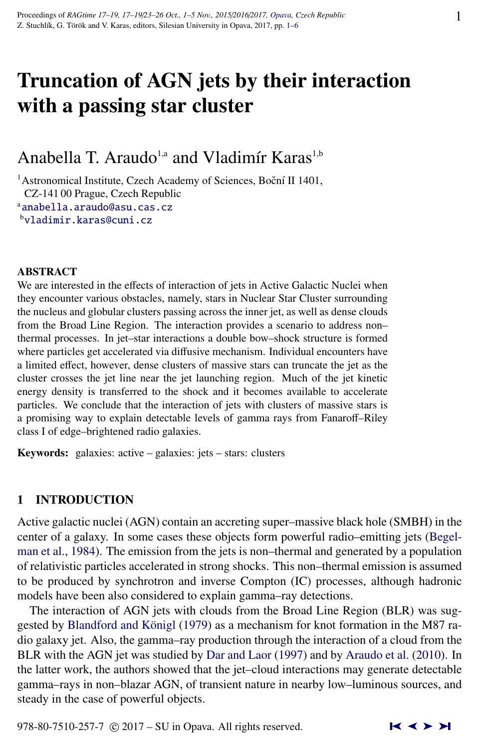# Truncation of AGN jets by their interaction with a passing star cluster

Anabella T. Araudo[1,a] and Vladimír Karas[1,b]

[1] Astronomical Institute, Czech Academy of Sciences, Boční II 1401, CZ-141 00 Prague, Czech Republic
[a] anabella.araudo@asu.cas.cz
[b] vladimir.karas@cuni.cz

## ABSTRACT

We are interested in the effects of interaction of jets in Active Galactic Nuclei when they encounter various obstacles, namely, stars in Nuclear Star Cluster surrounding the nucleus and globular clusters passing across the inner jet, as well as dense clouds from the Broad Line Region. The interaction provides a scenario to address non–thermal processes. In jet–star interactions a double bow–shock structure is formed where particles get accelerated via diffusive mechanism. Individual encounters have a limited effect, however, dense clusters of massive stars can truncate the jet as the cluster crosses the jet line near the jet launching region. Much of the jet kinetic energy density is transferred to the shock and it becomes available to accelerate particles. We conclude that the interaction of jets with clusters of massive stars is a promising way to explain detectable levels of gamma rays from Fanaroff–Riley class I of edge–brightened radio galaxies.

**Keywords:** galaxies: active – galaxies: jets – stars: clusters

## 1 INTRODUCTION

Active galactic nuclei (AGN) contain an accreting super–massive black hole (SMBH) in the center of a galaxy. In some cases these objects form powerful radio–emitting jets (Begelman et al., 1984). The emission from the jets is non–thermal and generated by a population of relativistic particles accelerated in strong shocks. This non–thermal emission is assumed to be produced by synchrotron and inverse Compton (IC) processes, although hadronic models have been also considered to explain gamma–ray detections.

The interaction of AGN jets with clouds from the Broad Line Region (BLR) was suggested by Blandford and Königl (1979) as a mechanism for knot formation in the M87 radio galaxy jet. Also, the gamma–ray production through the interaction of a cloud from the BLR with the AGN jet was studied by Dar and Laor (1997) and by Araudo et al. (2010). In the latter work, the authors showed that the jet–cloud interactions may generate detectable gamma–rays in non–blazar AGN, of transient nature in nearby low–luminous sources, and steady in the case of powerful objects.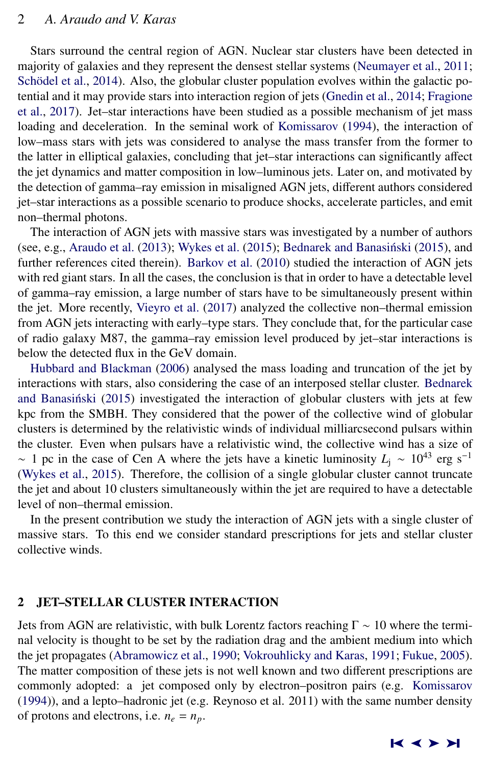Stars surround the central region of AGN. Nuclear star clusters have been detected in majority of galaxies and they represent the densest stellar systems (Neumayer et al., 2011; Schödel et al., 2014). Also, the globular cluster population evolves within the galactic potential and it may provide stars into interaction region of jets (Gnedin et al., 2014; Fragione et al., 2017). Jet–star interactions have been studied as a possible mechanism of jet mass loading and deceleration. In the seminal work of Komissarov (1994), the interaction of low–mass stars with jets was considered to analyse the mass transfer from the former to the latter in elliptical galaxies, concluding that jet–star interactions can significantly affect the jet dynamics and matter composition in low–luminous jets. Later on, and motivated by the detection of gamma–ray emission in misaligned AGN jets, different authors considered jet–star interactions as a possible scenario to produce shocks, accelerate particles, and emit non–thermal photons.

The interaction of AGN jets with massive stars was investigated by a number of authors (see, e.g., Araudo et al. (2013); Wykes et al. (2015); Bednarek and Banasiński (2015), and further references cited therein). Barkov et al. (2010) studied the interaction of AGN jets with red giant stars. In all the cases, the conclusion is that in order to have a detectable level of gamma–ray emission, a large number of stars have to be simultaneously present within the jet. More recently, Vieyro et al. (2017) analyzed the collective non–thermal emission from AGN jets interacting with early–type stars. They conclude that, for the particular case of radio galaxy M87, the gamma–ray emission level produced by jet–star interactions is below the detected flux in the GeV domain.

Hubbard and Blackman (2006) analysed the mass loading and truncation of the jet by interactions with stars, also considering the case of an interposed stellar cluster. Bednarek and Banasiński (2015) investigated the interaction of globular clusters with jets at few kpc from the SMBH. They considered that the power of the collective wind of globular clusters is determined by the relativistic winds of individual milliarcsecond pulsars within the cluster. Even when pulsars have a relativistic wind, the collective wind has a size of $\sim$ 1 pc in the case of Cen A where the jets have a kinetic luminosity $L_{\rm j} \sim 10^{43}$ erg s$^{-1}$ (Wykes et al., 2015). Therefore, the collision of a single globular cluster cannot truncate the jet and about 10 clusters simultaneously within the jet are required to have a detectable level of non–thermal emission.

In the present contribution we study the interaction of AGN jets with a single cluster of massive stars. To this end we consider standard prescriptions for jets and stellar cluster collective winds.

## 2 JET–STELLAR CLUSTER INTERACTION

Jets from AGN are relativistic, with bulk Lorentz factors reaching $\Gamma \sim 10$ where the terminal velocity is thought to be set by the radiation drag and the ambient medium into which the jet propagates (Abramowicz et al., 1990; Vokrouhlicky and Karas, 1991; Fukue, 2005). The matter composition of these jets is not well known and two different prescriptions are commonly adopted: a jet composed only by electron–positron pairs (e.g. Komissarov (1994)), and a lepto–hadronic jet (e.g. Reynoso et al. 2011) with the same number density of protons and electrons, i.e. $n_e = n_p$.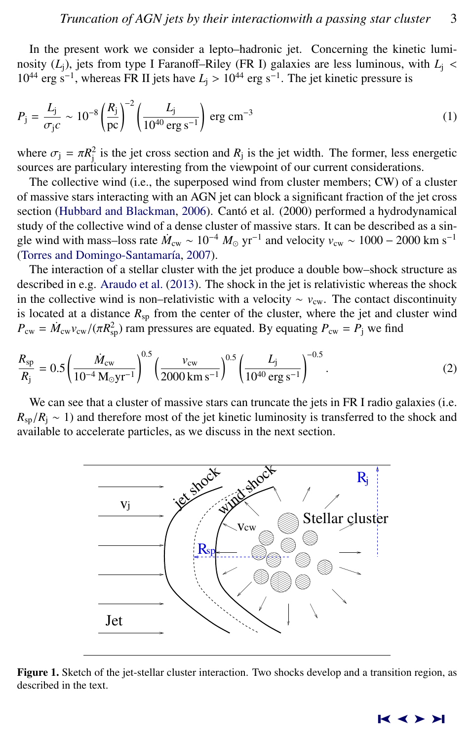In the present work we consider a lepto–hadronic jet. Concerning the kinetic luminosity ($L_{\rm j}$), jets from type I Faranoff–Riley (FR I) galaxies are less luminous, with $L_{\rm j} < 10^{44}$ erg s$^{-1}$, whereas FR II jets have $L_{\rm j} > 10^{44}$ erg s$^{-1}$. The jet kinetic pressure is

$$P_{\rm j} = \frac{L_{\rm j}}{\sigma_{\rm j} c} \sim 10^{-8} \left(\frac{R_{\rm j}}{\rm pc}\right)^{-2} \left(\frac{L_{\rm j}}{10^{40}\,{\rm erg\,s^{-1}}}\right)\ {\rm erg\,cm^{-3}} \tag{1}$$

where $\sigma_{\rm j} = \pi R_{\rm j}^2$ is the jet cross section and $R_{\rm j}$ is the jet width. The former, less energetic sources are particulary interesting from the viewpoint of our current considerations.

The collective wind (i.e., the superposed wind from cluster members; CW) of a cluster of massive stars interacting with an AGN jet can block a significant fraction of the jet cross section (Hubbard and Blackman, 2006). Cantó et al. (2000) performed a hydrodynamical study of the collective wind of a dense cluster of massive stars. It can be described as a single wind with mass–loss rate $\dot{M}_{\rm cw} \sim 10^{-4}\ M_\odot$ yr$^{-1}$ and velocity $v_{\rm cw} \sim 1000 - 2000$ km s$^{-1}$ (Torres and Domingo-Santamaría, 2007).

The interaction of a stellar cluster with the jet produce a double bow–shock structure as described in e.g. Araudo et al. (2013). The shock in the jet is relativistic whereas the shock in the collective wind is non–relativistic with a velocity $\sim v_{\rm cw}$. The contact discontinuity is located at a distance $R_{\rm sp}$ from the center of the cluster, where the jet and cluster wind $P_{\rm cw} = \dot{M}_{\rm cw} v_{\rm cw}/(\pi R_{\rm sp}^2)$ ram pressures are equated. By equating $P_{\rm cw} = P_{\rm j}$ we find

$$\frac{R_{\rm sp}}{R_{\rm j}} = 0.5 \left(\frac{\dot{M}_{\rm cw}}{10^{-4}\,{\rm M_\odot yr^{-1}}}\right)^{0.5} \left(\frac{v_{\rm cw}}{2000\,{\rm km\,s^{-1}}}\right)^{0.5} \left(\frac{L_{\rm j}}{10^{40}\,{\rm erg\,s^{-1}}}\right)^{-0.5}. \tag{2}$$

We can see that a cluster of massive stars can truncate the jets in FR I radio galaxies (i.e. $R_{\rm sp}/R_{\rm j} \sim 1$) and therefore most of the jet kinetic luminosity is transferred to the shock and available to accelerate particles, as we discuss in the next section.

**Figure 1.** Sketch of the jet-stellar cluster interaction. Two shocks develop and a transition region, as described in the text.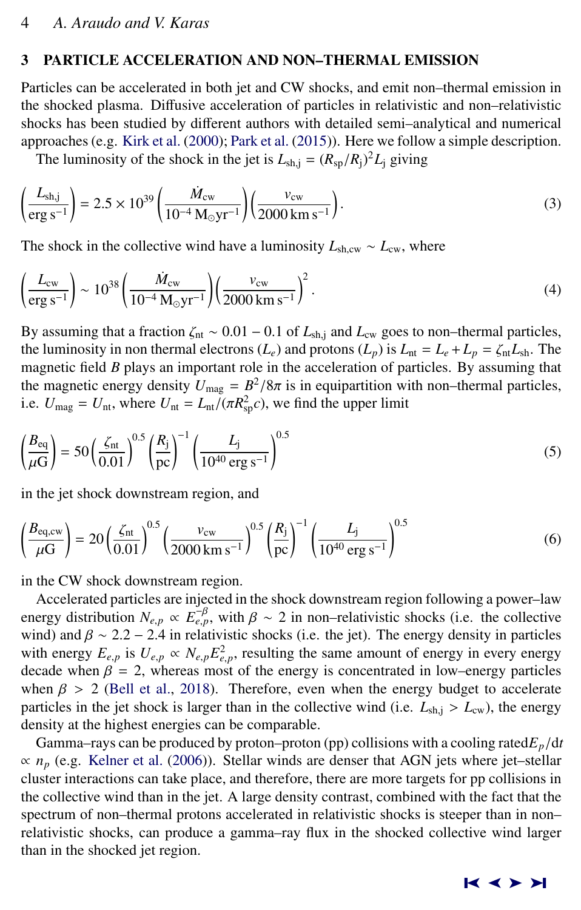## 3 PARTICLE ACCELERATION AND NON–THERMAL EMISSION

Particles can be accelerated in both jet and CW shocks, and emit non–thermal emission in the shocked plasma. Diffusive acceleration of particles in relativistic and non–relativistic shocks has been studied by different authors with detailed semi–analytical and numerical approaches (e.g. Kirk et al. (2000); Park et al. (2015)). Here we follow a simple description.

The luminosity of the shock in the jet is $L_{\rm sh,j} = (R_{\rm sp}/R_{\rm j})^2 L_{\rm j}$ giving

$$\left(\frac{L_{\rm sh,j}}{\rm erg\,s^{-1}}\right) = 2.5\times10^{39}\left(\frac{\dot{M}_{\rm cw}}{10^{-4}\,{\rm M_\odot yr^{-1}}}\right)\left(\frac{v_{\rm cw}}{2000\,{\rm km\,s^{-1}}}\right). \tag{3}$$

The shock in the collective wind have a luminosity $L_{\rm sh,cw} \sim L_{\rm cw}$, where

$$\left(\frac{L_{\rm cw}}{\rm erg\,s^{-1}}\right) \sim 10^{38}\left(\frac{\dot{M}_{\rm cw}}{10^{-4}\,{\rm M_\odot yr^{-1}}}\right)\left(\frac{v_{\rm cw}}{2000\,{\rm km\,s^{-1}}}\right)^2. \tag{4}$$

By assuming that a fraction $\zeta_{\rm nt} \sim 0.01 - 0.1$ of $L_{\rm sh,j}$ and $L_{\rm cw}$ goes to non–thermal particles, the luminosity in non thermal electrons ($L_e$) and protons ($L_p$) is $L_{\rm nt} = L_e + L_p = \zeta_{\rm nt} L_{\rm sh}$. The magnetic field $B$ plays an important role in the acceleration of particles. By assuming that the magnetic energy density $U_{\rm mag} = B^2/8\pi$ is in equipartition with non–thermal particles, i.e. $U_{\rm mag} = U_{\rm nt}$, where $U_{\rm nt} = L_{\rm nt}/(\pi R_{\rm sp}^2 c)$, we find the upper limit

$$\left(\frac{B_{\rm eq}}{\mu{\rm G}}\right) = 50\left(\frac{\zeta_{\rm nt}}{0.01}\right)^{0.5}\left(\frac{R_{\rm j}}{\rm pc}\right)^{-1}\left(\frac{L_{\rm j}}{10^{40}\,{\rm erg\,s^{-1}}}\right)^{0.5} \tag{5}$$

in the jet shock downstream region, and

$$\left(\frac{B_{\rm eq,cw}}{\mu{\rm G}}\right) = 20\left(\frac{\zeta_{\rm nt}}{0.01}\right)^{0.5}\left(\frac{v_{\rm cw}}{2000\,{\rm km\,s^{-1}}}\right)^{0.5}\left(\frac{R_{\rm j}}{\rm pc}\right)^{-1}\left(\frac{L_{\rm j}}{10^{40}\,{\rm erg\,s^{-1}}}\right)^{0.5} \tag{6}$$

in the CW shock downstream region.

Accelerated particles are injected in the shock downstream region following a power–law energy distribution $N_{e,p} \propto E_{e,p}^{-\beta}$, with $\beta \sim 2$ in non–relativistic shocks (i.e. the collective wind) and $\beta \sim 2.2 - 2.4$ in relativistic shocks (i.e. the jet). The energy density in particles with energy $E_{e,p}$ is $U_{e,p} \propto N_{e,p} E_{e,p}^2$, resulting the same amount of energy in every energy decade when $\beta = 2$, whereas most of the energy is concentrated in low–energy particles when $\beta > 2$ (Bell et al., 2018). Therefore, even when the energy budget to accelerate particles in the jet shock is larger than in the collective wind (i.e. $L_{\rm sh,j} > L_{\rm cw}$), the energy density at the highest energies can be comparable.

Gamma–rays can be produced by proton–proton (pp) collisions with a cooling rated$E_p/{\rm d}t \propto n_p$ (e.g. Kelner et al. (2006)). Stellar winds are denser that AGN jets where jet–stellar cluster interactions can take place, and therefore, there are more targets for pp collisions in the collective wind than in the jet. A large density contrast, combined with the fact that the spectrum of non–thermal protons accelerated in relativistic shocks is steeper than in non–relativistic shocks, can produce a gamma–ray flux in the shocked collective wind larger than in the shocked jet region.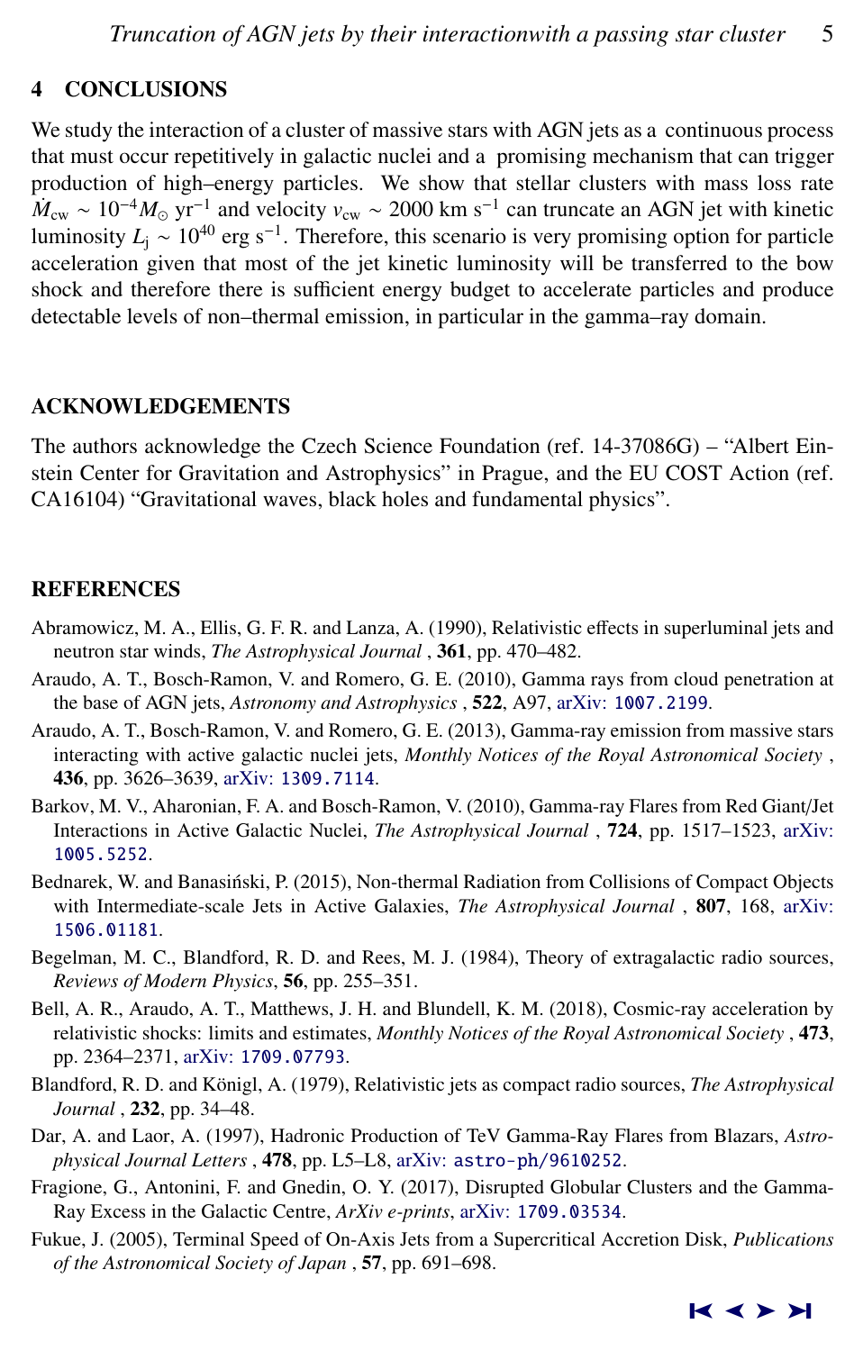## 4 CONCLUSIONS

We study the interaction of a cluster of massive stars with AGN jets as a continuous process that must occur repetitively in galactic nuclei and a promising mechanism that can trigger production of high–energy particles. We show that stellar clusters with mass loss rate $\dot{M}_{\rm cw} \sim 10^{-4} M_{\odot}$ yr$^{-1}$ and velocity $v_{\rm cw} \sim 2000$ km s$^{-1}$ can truncate an AGN jet with kinetic luminosity $L_{\rm j} \sim 10^{40}$ erg s$^{-1}$. Therefore, this scenario is very promising option for particle acceleration given that most of the jet kinetic luminosity will be transferred to the bow shock and therefore there is sufficient energy budget to accelerate particles and produce detectable levels of non–thermal emission, in particular in the gamma–ray domain.

## ACKNOWLEDGEMENTS

The authors acknowledge the Czech Science Foundation (ref. 14-37086G) – "Albert Einstein Center for Gravitation and Astrophysics" in Prague, and the EU COST Action (ref. CA16104) "Gravitational waves, black holes and fundamental physics".

## REFERENCES

Abramowicz, M. A., Ellis, G. F. R. and Lanza, A. (1990), Relativistic effects in superluminal jets and neutron star winds, *The Astrophysical Journal*, **361**, pp. 470–482.

Araudo, A. T., Bosch-Ramon, V. and Romero, G. E. (2010), Gamma rays from cloud penetration at the base of AGN jets, *Astronomy and Astrophysics*, **522**, A97, arXiv: 1007.2199.

Araudo, A. T., Bosch-Ramon, V. and Romero, G. E. (2013), Gamma-ray emission from massive stars interacting with active galactic nuclei jets, *Monthly Notices of the Royal Astronomical Society*, **436**, pp. 3626–3639, arXiv: 1309.7114.

Barkov, M. V., Aharonian, F. A. and Bosch-Ramon, V. (2010), Gamma-ray Flares from Red Giant/Jet Interactions in Active Galactic Nuclei, *The Astrophysical Journal*, **724**, pp. 1517–1523, arXiv: 1005.5252.

Bednarek, W. and Banasiński, P. (2015), Non-thermal Radiation from Collisions of Compact Objects with Intermediate-scale Jets in Active Galaxies, *The Astrophysical Journal*, **807**, 168, arXiv: 1506.01181.

Begelman, M. C., Blandford, R. D. and Rees, M. J. (1984), Theory of extragalactic radio sources, *Reviews of Modern Physics*, **56**, pp. 255–351.

Bell, A. R., Araudo, A. T., Matthews, J. H. and Blundell, K. M. (2018), Cosmic-ray acceleration by relativistic shocks: limits and estimates, *Monthly Notices of the Royal Astronomical Society*, **473**, pp. 2364–2371, arXiv: 1709.07793.

Blandford, R. D. and Königl, A. (1979), Relativistic jets as compact radio sources, *The Astrophysical Journal*, **232**, pp. 34–48.

Dar, A. and Laor, A. (1997), Hadronic Production of TeV Gamma-Ray Flares from Blazars, *Astrophysical Journal Letters*, **478**, pp. L5–L8, arXiv: astro-ph/9610252.

Fragione, G., Antonini, F. and Gnedin, O. Y. (2017), Disrupted Globular Clusters and the Gamma-Ray Excess in the Galactic Centre, *ArXiv e-prints*, arXiv: 1709.03534.

Fukue, J. (2005), Terminal Speed of On-Axis Jets from a Supercritical Accretion Disk, *Publications of the Astronomical Society of Japan*, **57**, pp. 691–698.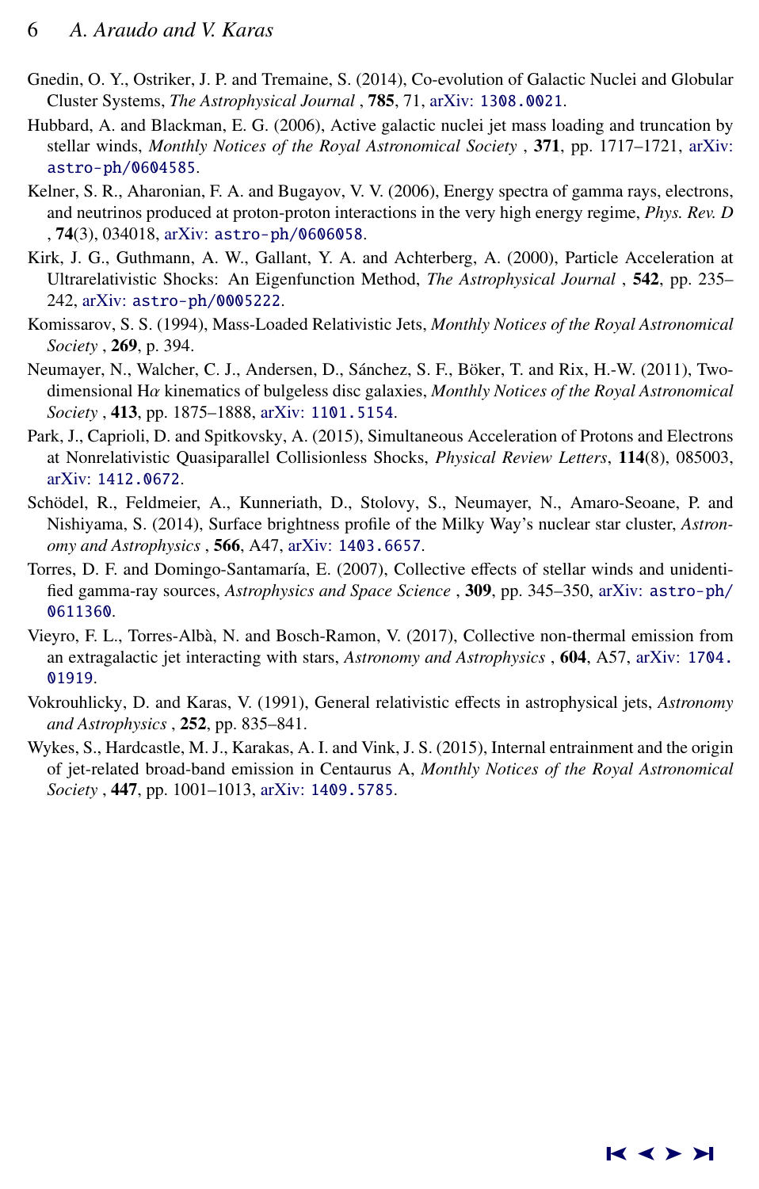Gnedin, O. Y., Ostriker, J. P. and Tremaine, S. (2014), Co-evolution of Galactic Nuclei and Globular Cluster Systems, *The Astrophysical Journal* , **785**, 71, arXiv: 1308.0021.

Hubbard, A. and Blackman, E. G. (2006), Active galactic nuclei jet mass loading and truncation by stellar winds, *Monthly Notices of the Royal Astronomical Society* , **371**, pp. 1717–1721, arXiv: astro-ph/0604585.

Kelner, S. R., Aharonian, F. A. and Bugayov, V. V. (2006), Energy spectra of gamma rays, electrons, and neutrinos produced at proton-proton interactions in the very high energy regime, *Phys. Rev. D* , **74**(3), 034018, arXiv: astro-ph/0606058.

Kirk, J. G., Guthmann, A. W., Gallant, Y. A. and Achterberg, A. (2000), Particle Acceleration at Ultrarelativistic Shocks: An Eigenfunction Method, *The Astrophysical Journal* , **542**, pp. 235–242, arXiv: astro-ph/0005222.

Komissarov, S. S. (1994), Mass-Loaded Relativistic Jets, *Monthly Notices of the Royal Astronomical Society* , **269**, p. 394.

Neumayer, N., Walcher, C. J., Andersen, D., Sánchez, S. F., Böker, T. and Rix, H.-W. (2011), Two-dimensional Hα kinematics of bulgeless disc galaxies, *Monthly Notices of the Royal Astronomical Society* , **413**, pp. 1875–1888, arXiv: 1101.5154.

Park, J., Caprioli, D. and Spitkovsky, A. (2015), Simultaneous Acceleration of Protons and Electrons at Nonrelativistic Quasiparallel Collisionless Shocks, *Physical Review Letters*, **114**(8), 085003, arXiv: 1412.0672.

Schödel, R., Feldmeier, A., Kunneriath, D., Stolovy, S., Neumayer, N., Amaro-Seoane, P. and Nishiyama, S. (2014), Surface brightness profile of the Milky Way's nuclear star cluster, *Astronomy and Astrophysics* , **566**, A47, arXiv: 1403.6657.

Torres, D. F. and Domingo-Santamaría, E. (2007), Collective effects of stellar winds and unidentified gamma-ray sources, *Astrophysics and Space Science* , **309**, pp. 345–350, arXiv: astro-ph/0611360.

Vieyro, F. L., Torres-Albà, N. and Bosch-Ramon, V. (2017), Collective non-thermal emission from an extragalactic jet interacting with stars, *Astronomy and Astrophysics* , **604**, A57, arXiv: 1704.01919.

Vokrouhlicky, D. and Karas, V. (1991), General relativistic effects in astrophysical jets, *Astronomy and Astrophysics* , **252**, pp. 835–841.

Wykes, S., Hardcastle, M. J., Karakas, A. I. and Vink, J. S. (2015), Internal entrainment and the origin of jet-related broad-band emission in Centaurus A, *Monthly Notices of the Royal Astronomical Society* , **447**, pp. 1001–1013, arXiv: 1409.5785.